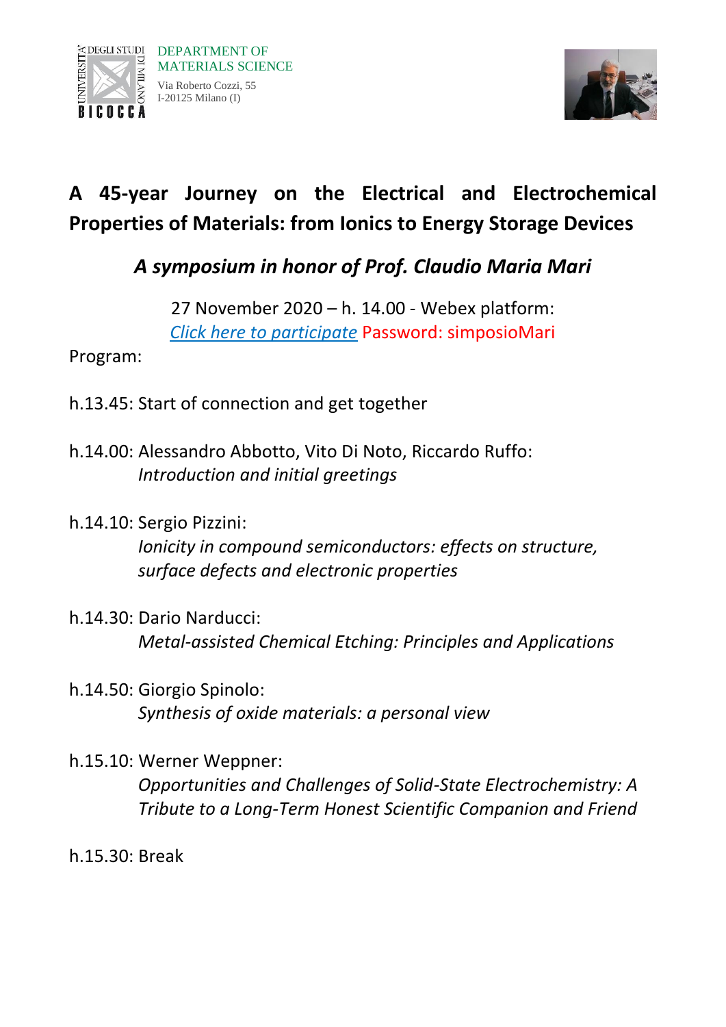DEPARTMENT OF MATERIALS SCIENCE
Via Roberto Cozzi, 55
I-20125 Milano (I)

# A 45-year Journey on the Electrical and Electrochemical Properties of Materials: from Ionics to Energy Storage Devices

## *A symposium in honor of Prof. Claudio Maria Mari*

27 November 2020 – h. 14.00 - Webex platform:
*Click here to participate* Password: simposioMari

Program:

h.13.45: Start of connection and get together

h.14.00: Alessandro Abbotto, Vito Di Noto, Riccardo Ruffo:
*Introduction and initial greetings*

h.14.10: Sergio Pizzini:
*Ionicity in compound semiconductors: effects on structure, surface defects and electronic properties*

h.14.30: Dario Narducci:
*Metal-assisted Chemical Etching: Principles and Applications*

h.14.50: Giorgio Spinolo:
*Synthesis of oxide materials: a personal view*

h.15.10: Werner Weppner:
*Opportunities and Challenges of Solid-State Electrochemistry: A Tribute to a Long-Term Honest Scientific Companion and Friend*

h.15.30: Break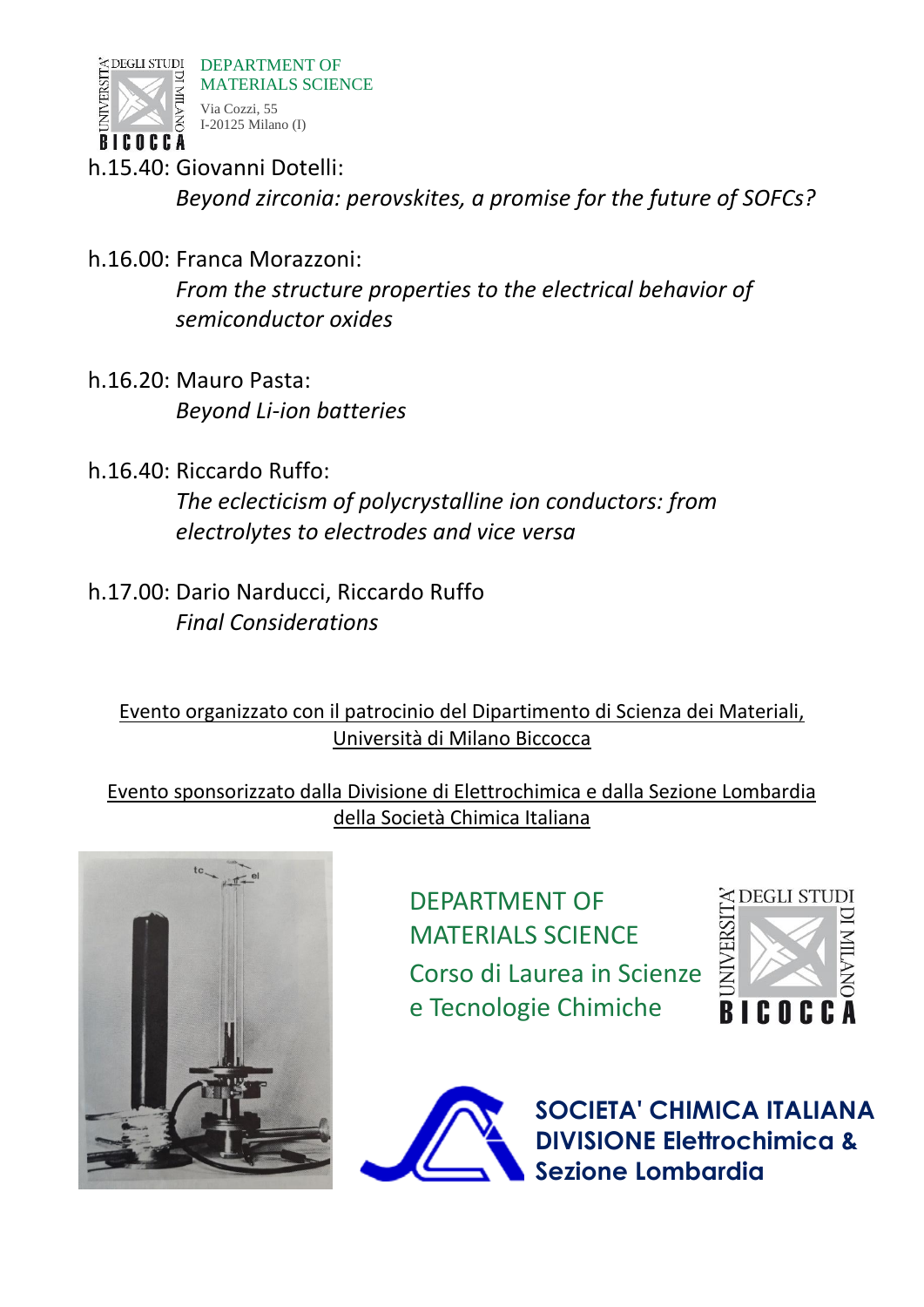DEPARTMENT OF MATERIALS SCIENCE
Via Cozzi, 55
I-20125 Milano (I)

h.15.40: Giovanni Dotelli:
*Beyond zirconia: perovskites, a promise for the future of SOFCs?*

h.16.00: Franca Morazzoni:
*From the structure properties to the electrical behavior of semiconductor oxides*

h.16.20: Mauro Pasta:
*Beyond Li-ion batteries*

h.16.40: Riccardo Ruffo:
*The eclecticism of polycrystalline ion conductors: from electrolytes to electrodes and vice versa*

h.17.00: Dario Narducci, Riccardo Ruffo
*Final Considerations*

Evento organizzato con il patrocinio del Dipartimento di Scienza dei Materiali, Università di Milano Biccocca

Evento sponsorizzato dalla Divisione di Elettrochimica e dalla Sezione Lombardia della Società Chimica Italiana

DEPARTMENT OF MATERIALS SCIENCE
Corso di Laurea in Scienze e Tecnologie Chimiche

**SOCIETA' CHIMICA ITALIANA**
**DIVISIONE Elettrochimica &**
**Sezione Lombardia**